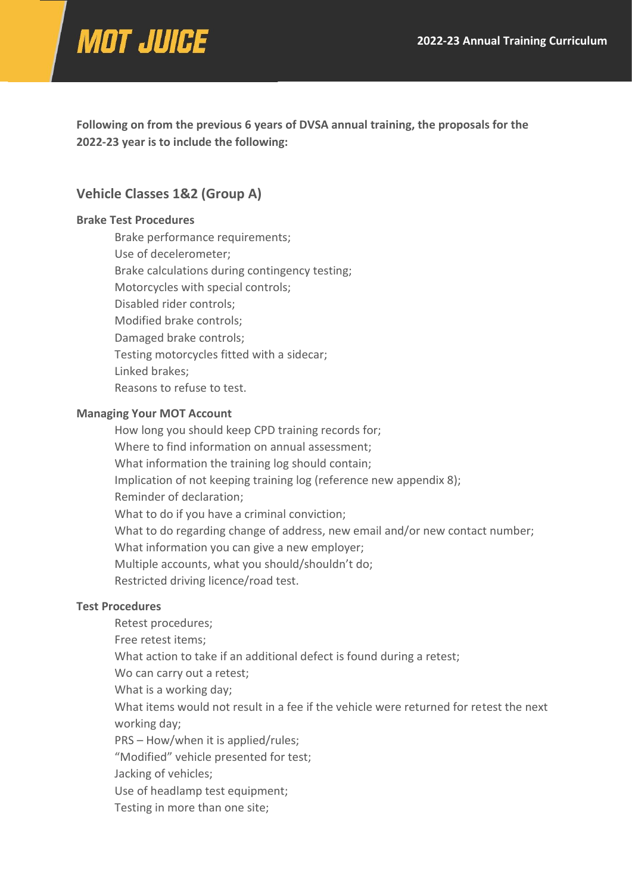**Following on from the previous 6 years of DVSA annual training, the proposals for the 2022-23 year is to include the following:**

## Vehicle Classes 1&2 (Group A)

### Brake Test Procedures

- Brake performance requirements;
- Use of decelerometer;
- Brake calculations during contingency testing;
- Motorcycles with special controls;
- Disabled rider controls;
- Modified brake controls;
- Damaged brake controls;
- Testing motorcycles fitted with a sidecar;
- Linked brakes;
- Reasons to refuse to test.

### Managing Your MOT Account

- How long you should keep CPD training records for;
- Where to find information on annual assessment;
- What information the training log should contain;
- Implication of not keeping training log (reference new appendix 8);
- Reminder of declaration;
- What to do if you have a criminal conviction;
- What to do regarding change of address, new email and/or new contact number;
- What information you can give a new employer;
- Multiple accounts, what you should/shouldn't do;
- Restricted driving licence/road test.

### Test Procedures

- Retest procedures;
- Free retest items;
- What action to take if an additional defect is found during a retest;
- Wo can carry out a retest;
- What is a working day;
- What items would not result in a fee if the vehicle were returned for retest the next working day;
- PRS – How/when it is applied/rules;
- "Modified" vehicle presented for test;
- Jacking of vehicles;
- Use of headlamp test equipment;
- Testing in more than one site;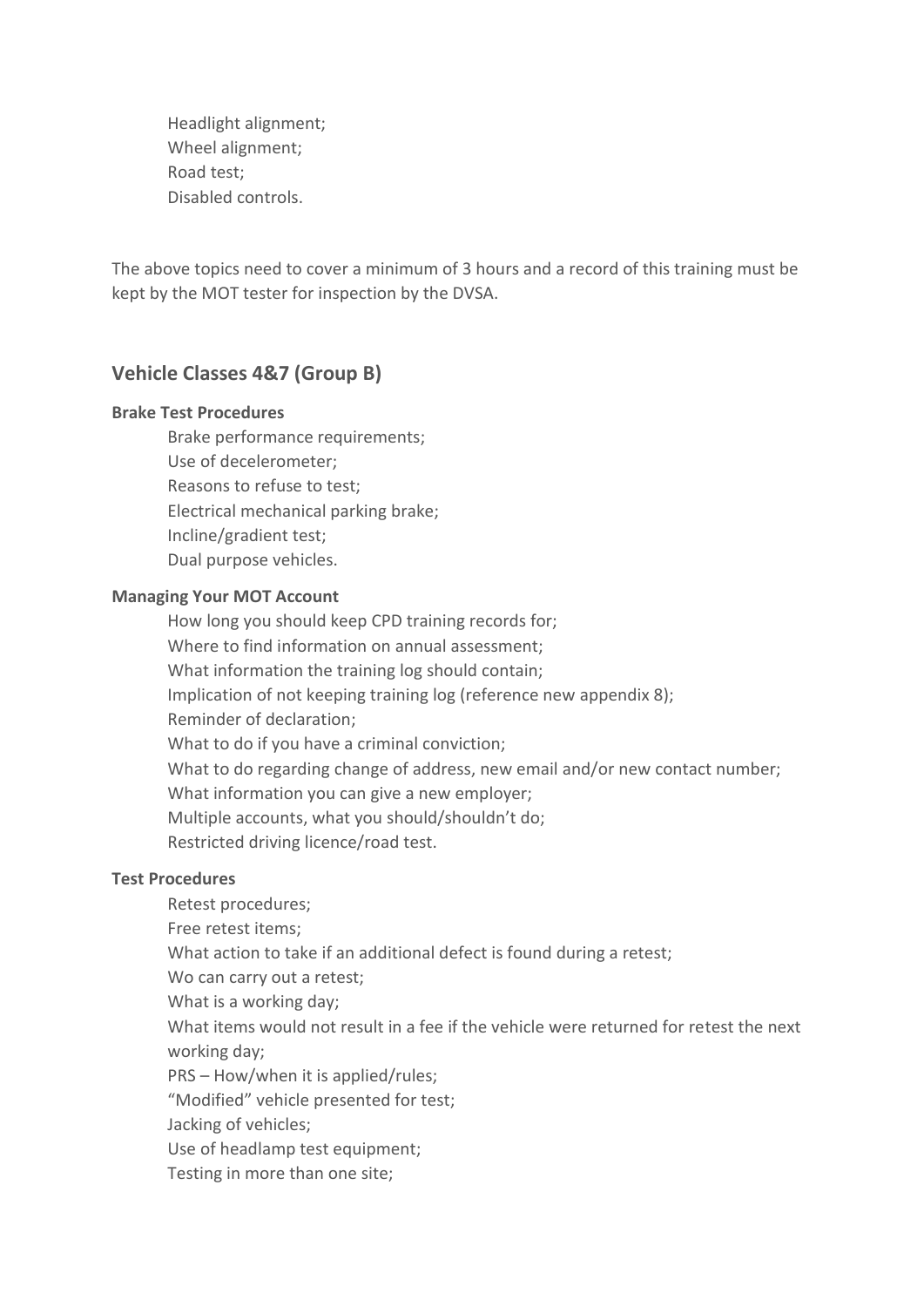Headlight alignment;
Wheel alignment;
Road test;
Disabled controls.

The above topics need to cover a minimum of 3 hours and a record of this training must be kept by the MOT tester for inspection by the DVSA.

## Vehicle Classes 4&7 (Group B)

**Brake Test Procedures**

Brake performance requirements;
Use of decelerometer;
Reasons to refuse to test;
Electrical mechanical parking brake;
Incline/gradient test;
Dual purpose vehicles.

**Managing Your MOT Account**

How long you should keep CPD training records for;
Where to find information on annual assessment;
What information the training log should contain;
Implication of not keeping training log (reference new appendix 8);
Reminder of declaration;
What to do if you have a criminal conviction;
What to do regarding change of address, new email and/or new contact number;
What information you can give a new employer;
Multiple accounts, what you should/shouldn't do;
Restricted driving licence/road test.

**Test Procedures**

Retest procedures;
Free retest items;
What action to take if an additional defect is found during a retest;
Wo can carry out a retest;
What is a working day;
What items would not result in a fee if the vehicle were returned for retest the next working day;
PRS – How/when it is applied/rules;
"Modified" vehicle presented for test;
Jacking of vehicles;
Use of headlamp test equipment;
Testing in more than one site;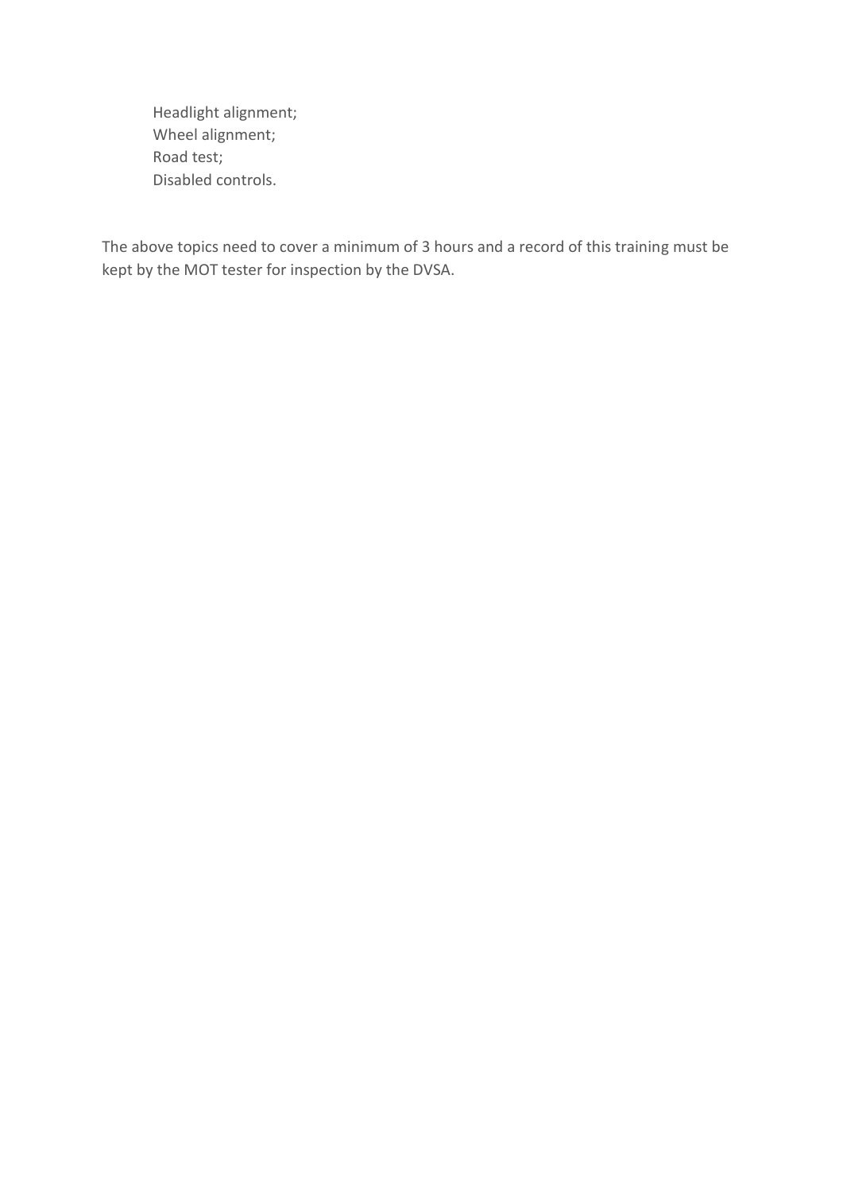- Headlight alignment;
- Wheel alignment;
- Road test;
- Disabled controls.

The above topics need to cover a minimum of 3 hours and a record of this training must be kept by the MOT tester for inspection by the DVSA.